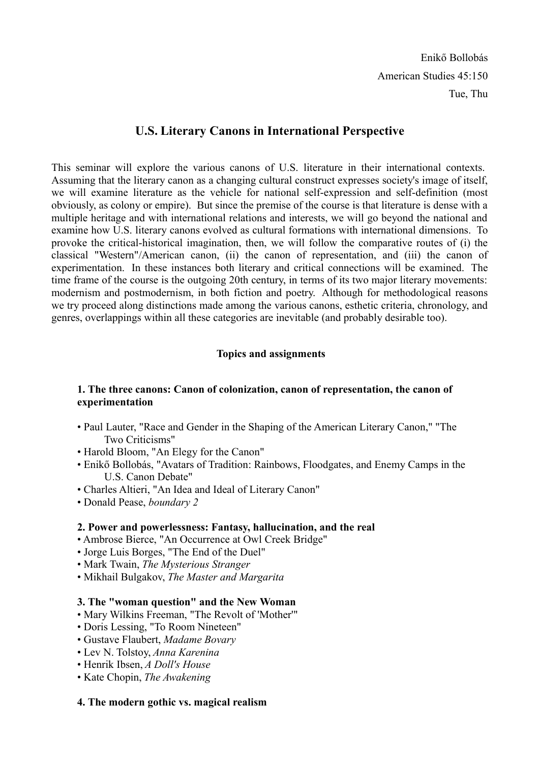Enikő Bollobás
American Studies 45:150
Tue, Thu

# U.S. Literary Canons in International Perspective

This seminar will explore the various canons of U.S. literature in their international contexts. Assuming that the literary canon as a changing cultural construct expresses society's image of itself, we will examine literature as the vehicle for national self-expression and self-definition (most obviously, as colony or empire). But since the premise of the course is that literature is dense with a multiple heritage and with international relations and interests, we will go beyond the national and examine how U.S. literary canons evolved as cultural formations with international dimensions. To provoke the critical-historical imagination, then, we will follow the comparative routes of (i) the classical "Western"/American canon, (ii) the canon of representation, and (iii) the canon of experimentation. In these instances both literary and critical connections will be examined. The time frame of the course is the outgoing 20th century, in terms of its two major literary movements: modernism and postmodernism, in both fiction and poetry. Although for methodological reasons we try proceed along distinctions made among the various canons, esthetic criteria, chronology, and genres, overlappings within all these categories are inevitable (and probably desirable too).

## Topics and assignments

### 1. The three canons: Canon of colonization, canon of representation, the canon of experimentation

- Paul Lauter, "Race and Gender in the Shaping of the American Literary Canon," "The Two Criticisms"
- Harold Bloom, "An Elegy for the Canon"
- Enikő Bollobás, "Avatars of Tradition: Rainbows, Floodgates, and Enemy Camps in the U.S. Canon Debate"
- Charles Altieri, "An Idea and Ideal of Literary Canon"
- Donald Pease, *boundary 2*

### 2. Power and powerlessness: Fantasy, hallucination, and the real

- Ambrose Bierce, "An Occurrence at Owl Creek Bridge"
- Jorge Luis Borges, "The End of the Duel"
- Mark Twain, *The Mysterious Stranger*
- Mikhail Bulgakov, *The Master and Margarita*

### 3. The "woman question" and the New Woman

- Mary Wilkins Freeman, "The Revolt of 'Mother'"
- Doris Lessing, "To Room Nineteen"
- Gustave Flaubert, *Madame Bovary*
- Lev N. Tolstoy, *Anna Karenina*
- Henrik Ibsen, *A Doll's House*
- Kate Chopin, *The Awakening*

### 4. The modern gothic vs. magical realism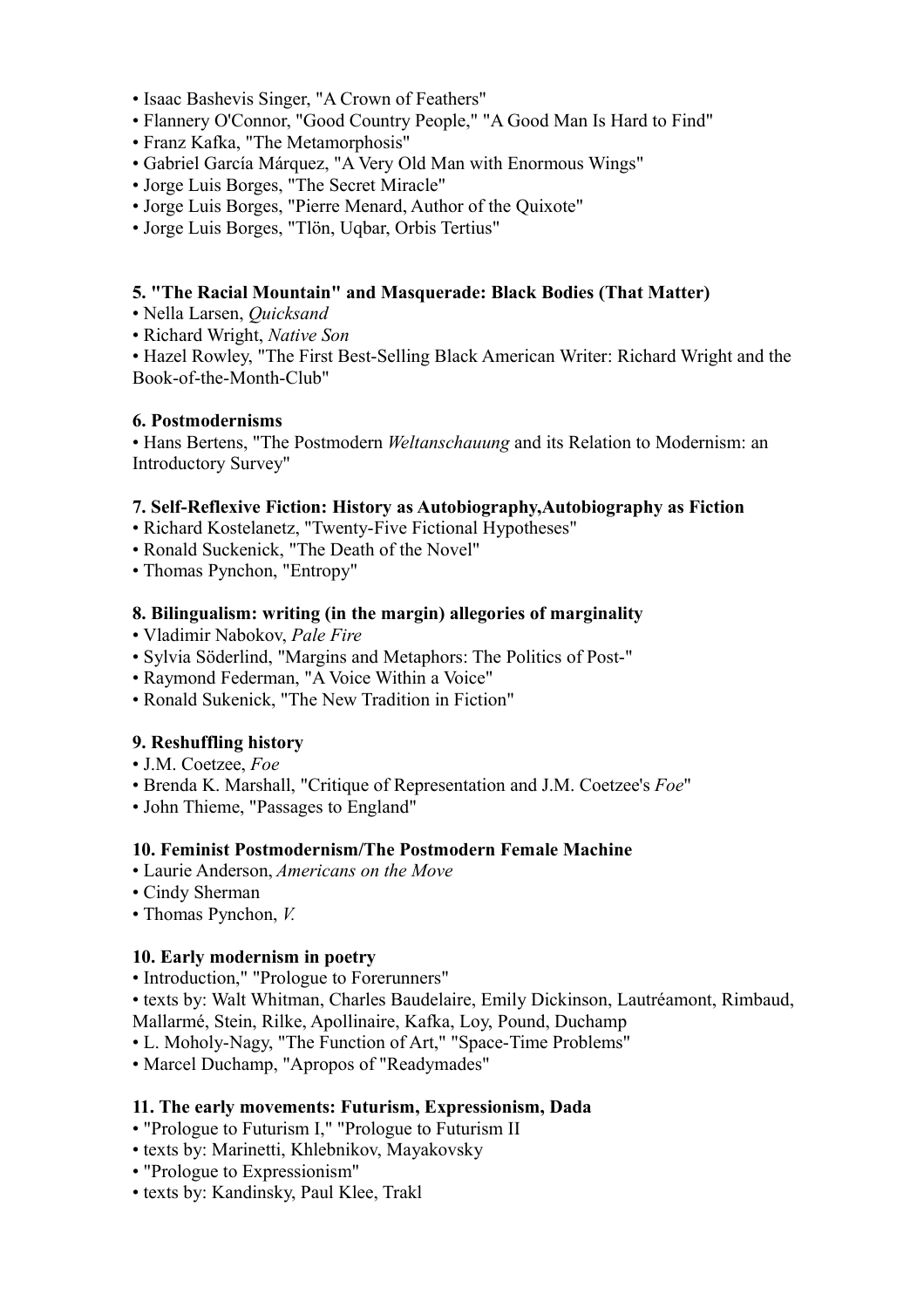- Isaac Bashevis Singer, "A Crown of Feathers"
- Flannery O'Connor, "Good Country People," "A Good Man Is Hard to Find"
- Franz Kafka, "The Metamorphosis"
- Gabriel García Márquez, "A Very Old Man with Enormous Wings"
- Jorge Luis Borges, "The Secret Miracle"
- Jorge Luis Borges, "Pierre Menard, Author of the Quixote"
- Jorge Luis Borges, "Tlön, Uqbar, Orbis Tertius"

### 5. "The Racial Mountain" and Masquerade: Black Bodies (That Matter)

- Nella Larsen, *Quicksand*
- Richard Wright, *Native Son*
- Hazel Rowley, "The First Best-Selling Black American Writer: Richard Wright and the Book-of-the-Month-Club"

### 6. Postmodernisms

- Hans Bertens, "The Postmodern *Weltanschauung* and its Relation to Modernism: an Introductory Survey"

### 7. Self-Reflexive Fiction: History as Autobiography,Autobiography as Fiction

- Richard Kostelanetz, "Twenty-Five Fictional Hypotheses"
- Ronald Suckenick, "The Death of the Novel"
- Thomas Pynchon, "Entropy"

### 8. Bilingualism: writing (in the margin) allegories of marginality

- Vladimir Nabokov, *Pale Fire*
- Sylvia Söderlind, "Margins and Metaphors: The Politics of Post-"
- Raymond Federman, "A Voice Within a Voice"
- Ronald Sukenick, "The New Tradition in Fiction"

### 9. Reshuffling history

- J.M. Coetzee, *Foe*
- Brenda K. Marshall, "Critique of Representation and J.M. Coetzee's *Foe*"
- John Thieme, "Passages to England"

### 10. Feminist Postmodernism/The Postmodern Female Machine

- Laurie Anderson, *Americans on the Move*
- Cindy Sherman
- Thomas Pynchon, *V.*

### 10. Early modernism in poetry

- Introduction," "Prologue to Forerunners"
- texts by: Walt Whitman, Charles Baudelaire, Emily Dickinson, Lautréamont, Rimbaud, Mallarmé, Stein, Rilke, Apollinaire, Kafka, Loy, Pound, Duchamp
- L. Moholy-Nagy, "The Function of Art," "Space-Time Problems"
- Marcel Duchamp, "Apropos of "Readymades"

### 11. The early movements: Futurism, Expressionism, Dada

- "Prologue to Futurism I," "Prologue to Futurism II
- texts by: Marinetti, Khlebnikov, Mayakovsky
- "Prologue to Expressionism"
- texts by: Kandinsky, Paul Klee, Trakl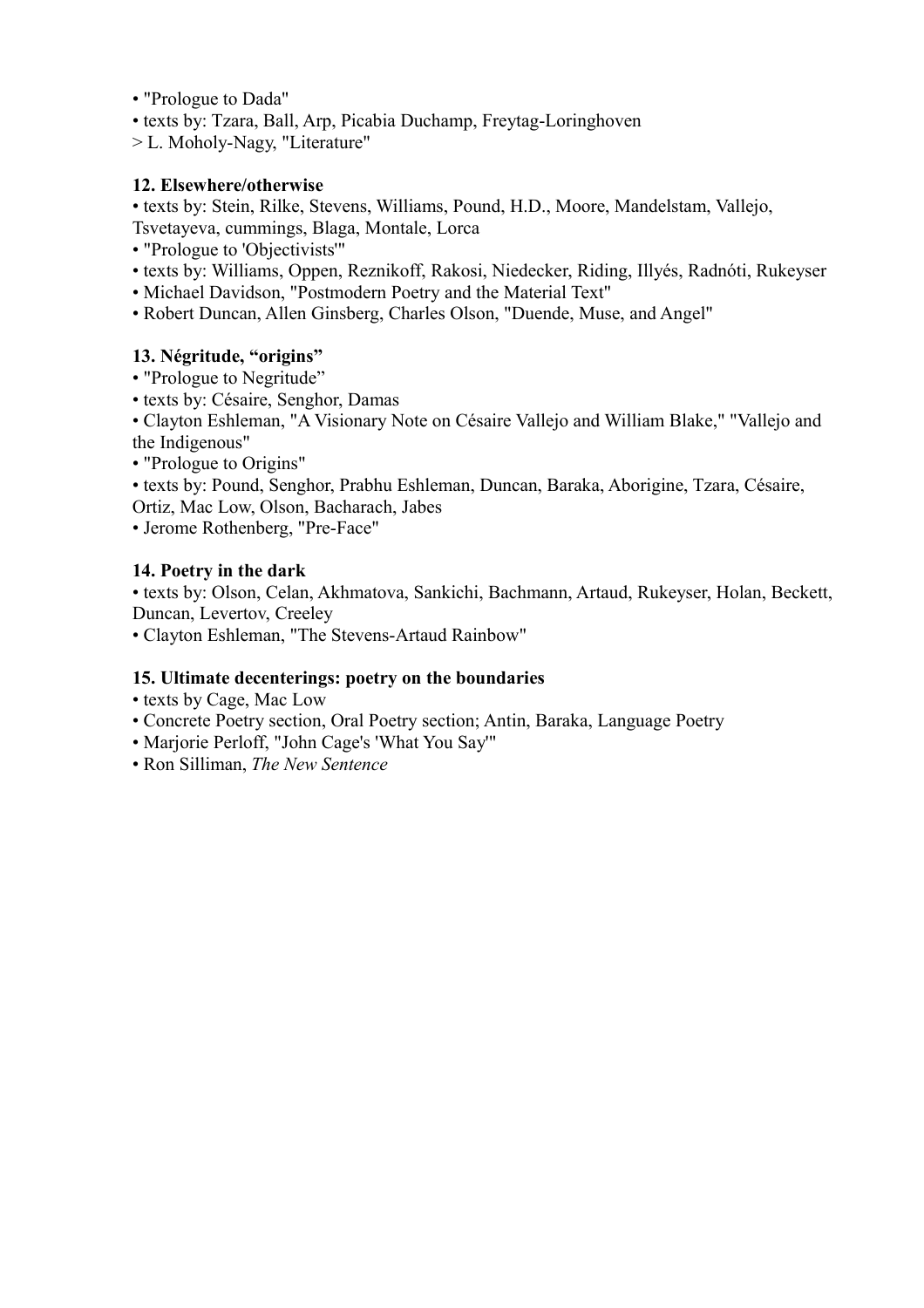- "Prologue to Dada"
- texts by: Tzara, Ball, Arp, Picabia Duchamp, Freytag-Loringhoven

> L. Moholy-Nagy, "Literature"

**12. Elsewhere/otherwise**

- texts by: Stein, Rilke, Stevens, Williams, Pound, H.D., Moore, Mandelstam, Vallejo, Tsvetayeva, cummings, Blaga, Montale, Lorca
- "Prologue to 'Objectivists'"
- texts by: Williams, Oppen, Reznikoff, Rakosi, Niedecker, Riding, Illyés, Radnóti, Rukeyser
- Michael Davidson, "Postmodern Poetry and the Material Text"
- Robert Duncan, Allen Ginsberg, Charles Olson, "Duende, Muse, and Angel"

**13. Négritude, "origins"**

- "Prologue to Negritude"
- texts by: Césaire, Senghor, Damas
- Clayton Eshleman, "A Visionary Note on Césaire Vallejo and William Blake," "Vallejo and the Indigenous"
- "Prologue to Origins"
- texts by: Pound, Senghor, Prabhu Eshleman, Duncan, Baraka, Aborigine, Tzara, Césaire, Ortiz, Mac Low, Olson, Bacharach, Jabes
- Jerome Rothenberg, "Pre-Face"

**14. Poetry in the dark**

- texts by: Olson, Celan, Akhmatova, Sankichi, Bachmann, Artaud, Rukeyser, Holan, Beckett, Duncan, Levertov, Creeley
- Clayton Eshleman, "The Stevens-Artaud Rainbow"

**15. Ultimate decenterings: poetry on the boundaries**

- texts by Cage, Mac Low
- Concrete Poetry section, Oral Poetry section; Antin, Baraka, Language Poetry
- Marjorie Perloff, "John Cage's 'What You Say'"
- Ron Silliman, *The New Sentence*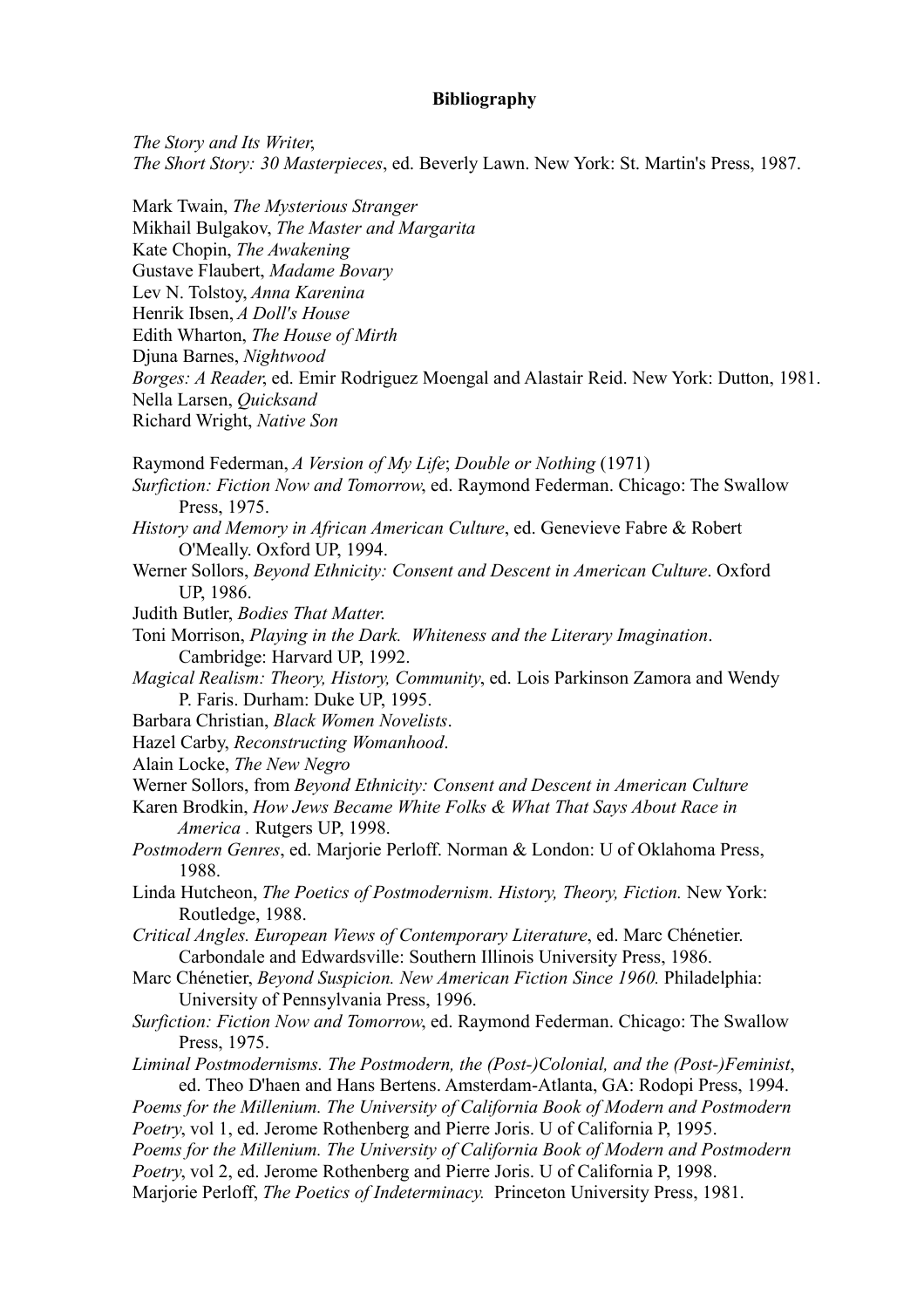**Bibliography**

*The Story and Its Writer*,
*The Short Story: 30 Masterpieces*, ed. Beverly Lawn. New York: St. Martin's Press, 1987.

Mark Twain, *The Mysterious Stranger*
Mikhail Bulgakov, *The Master and Margarita*
Kate Chopin, *The Awakening*
Gustave Flaubert, *Madame Bovary*
Lev N. Tolstoy, *Anna Karenina*
Henrik Ibsen, *A Doll's House*
Edith Wharton, *The House of Mirth*
Djuna Barnes, *Nightwood*
*Borges: A Reader*, ed. Emir Rodriguez Moengal and Alastair Reid. New York: Dutton, 1981.
Nella Larsen, *Quicksand*
Richard Wright, *Native Son*

Raymond Federman, *A Version of My Life*; *Double or Nothing* (1971)
*Surfiction: Fiction Now and Tomorrow*, ed. Raymond Federman. Chicago: The Swallow Press, 1975.
*History and Memory in African American Culture*, ed. Genevieve Fabre & Robert O'Meally. Oxford UP, 1994.
Werner Sollors, *Beyond Ethnicity: Consent and Descent in American Culture*. Oxford UP, 1986.
Judith Butler, *Bodies That Matter.*
Toni Morrison, *Playing in the Dark. Whiteness and the Literary Imagination*. Cambridge: Harvard UP, 1992.
*Magical Realism: Theory, History, Community*, ed. Lois Parkinson Zamora and Wendy P. Faris. Durham: Duke UP, 1995.
Barbara Christian, *Black Women Novelists*.
Hazel Carby, *Reconstructing Womanhood*.
Alain Locke, *The New Negro*
Werner Sollors, from *Beyond Ethnicity: Consent and Descent in American Culture*
Karen Brodkin, *How Jews Became White Folks & What That Says About Race in America* . Rutgers UP, 1998.
*Postmodern Genres*, ed. Marjorie Perloff. Norman & London: U of Oklahoma Press, 1988.
Linda Hutcheon, *The Poetics of Postmodernism. History, Theory, Fiction.* New York: Routledge, 1988.
*Critical Angles. European Views of Contemporary Literature*, ed. Marc Chénetier. Carbondale and Edwardsville: Southern Illinois University Press, 1986.
Marc Chénetier, *Beyond Suspicion. New American Fiction Since 1960.* Philadelphia: University of Pennsylvania Press, 1996.
*Surfiction: Fiction Now and Tomorrow*, ed. Raymond Federman. Chicago: The Swallow Press, 1975.
*Liminal Postmodernisms. The Postmodern, the (Post-)Colonial, and the (Post-)Feminist*, ed. Theo D'haen and Hans Bertens. Amsterdam-Atlanta, GA: Rodopi Press, 1994.
*Poems for the Millenium. The University of California Book of Modern and Postmodern Poetry*, vol 1, ed. Jerome Rothenberg and Pierre Joris. U of California P, 1995.
*Poems for the Millenium. The University of California Book of Modern and Postmodern Poetry*, vol 2, ed. Jerome Rothenberg and Pierre Joris. U of California P, 1998.
Marjorie Perloff, *The Poetics of Indeterminacy.* Princeton University Press, 1981.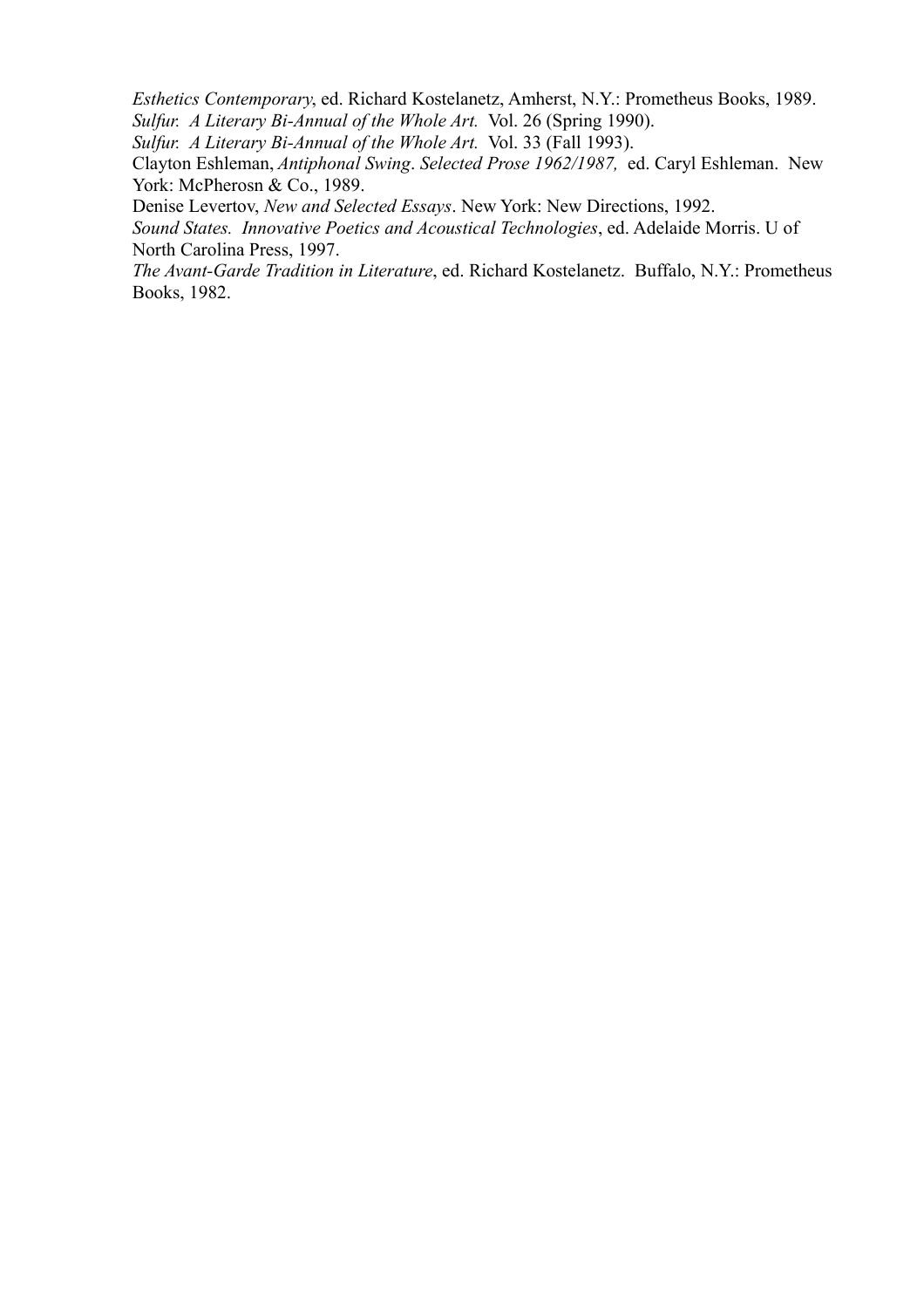*Esthetics Contemporary*, ed. Richard Kostelanetz, Amherst, N.Y.: Prometheus Books, 1989.

*Sulfur. A Literary Bi-Annual of the Whole Art.* Vol. 26 (Spring 1990).

*Sulfur. A Literary Bi-Annual of the Whole Art.* Vol. 33 (Fall 1993).

Clayton Eshleman, *Antiphonal Swing*. *Selected Prose 1962/1987,* ed. Caryl Eshleman. New York: McPherosn & Co., 1989.

Denise Levertov, *New and Selected Essays*. New York: New Directions, 1992.

*Sound States. Innovative Poetics and Acoustical Technologies*, ed. Adelaide Morris. U of North Carolina Press, 1997.

*The Avant-Garde Tradition in Literature*, ed. Richard Kostelanetz. Buffalo, N.Y.: Prometheus Books, 1982.